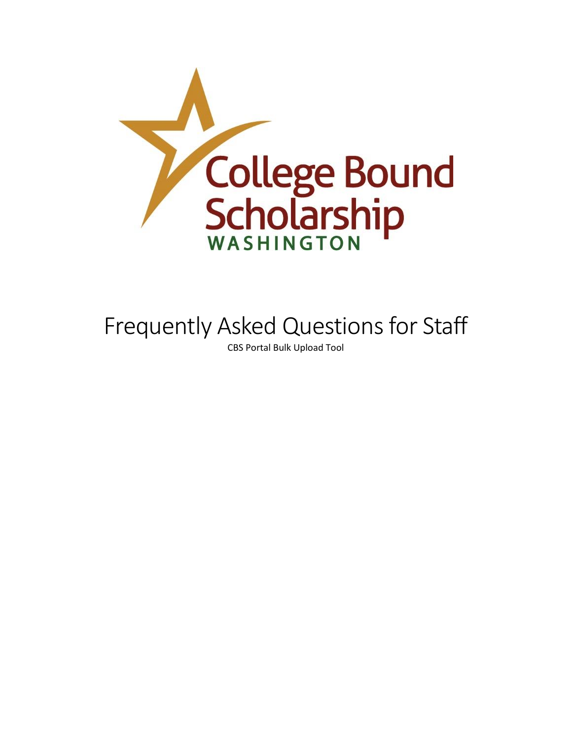College Bound Scholarship
WASHINGTON

# Frequently Asked Questions for Staff

CBS Portal Bulk Upload Tool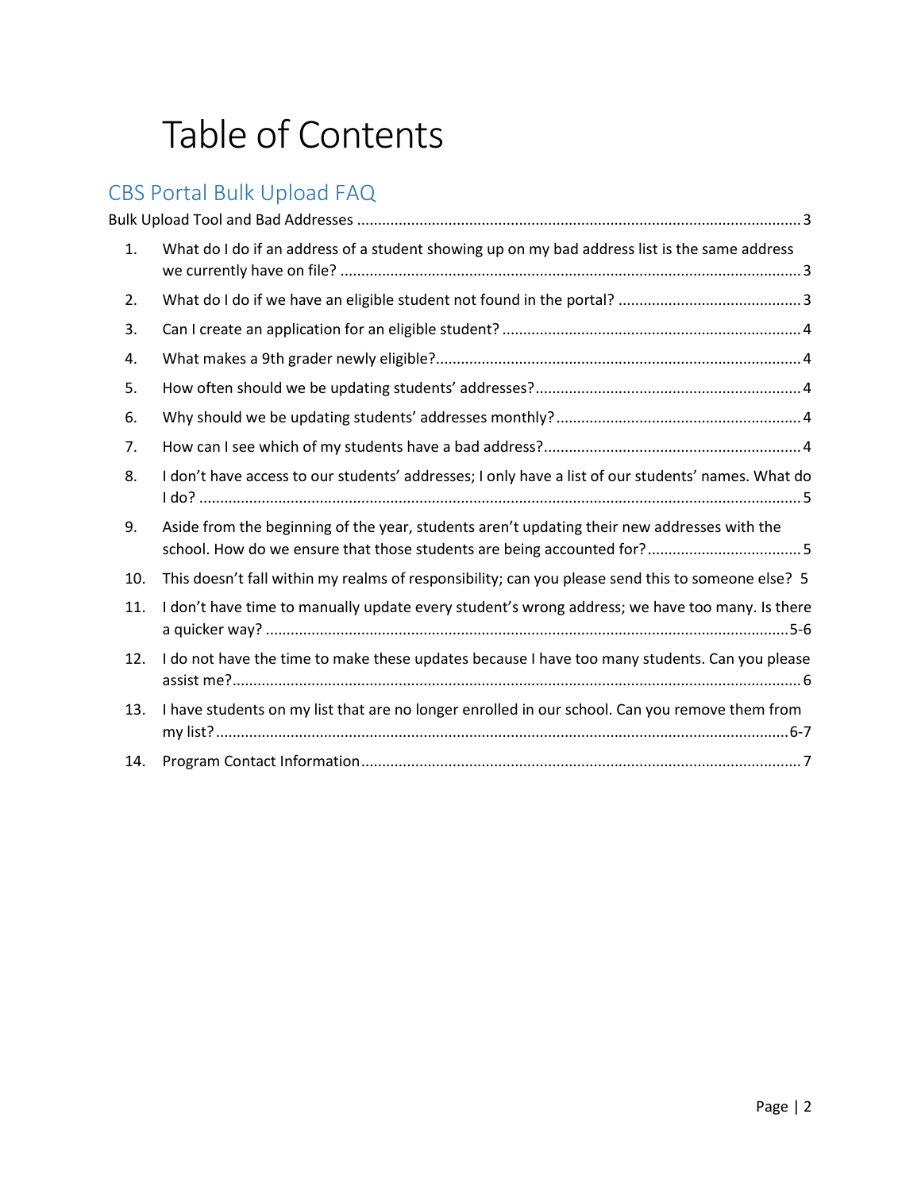# Table of Contents

## CBS Portal Bulk Upload FAQ

Bulk Upload Tool and Bad Addresses ..... 3

1. What do I do if an address of a student showing up on my bad address list is the same address we currently have on file? ..... 3
2. What do I do if we have an eligible student not found in the portal? ..... 3
3. Can I create an application for an eligible student? ..... 4
4. What makes a 9th grader newly eligible? ..... 4
5. How often should we be updating students' addresses? ..... 4
6. Why should we be updating students' addresses monthly? ..... 4
7. How can I see which of my students have a bad address? ..... 4
8. I don't have access to our students' addresses; I only have a list of our students' names. What do I do? ..... 5
9. Aside from the beginning of the year, students aren't updating their new addresses with the school. How do we ensure that those students are being accounted for? ..... 5
10. This doesn't fall within my realms of responsibility; can you please send this to someone else? 5
11. I don't have time to manually update every student's wrong address; we have too many. Is there a quicker way? ..... 5-6
12. I do not have the time to make these updates because I have too many students. Can you please assist me? ..... 6
13. I have students on my list that are no longer enrolled in our school. Can you remove them from my list? ..... 6-7
14. Program Contact Information ..... 7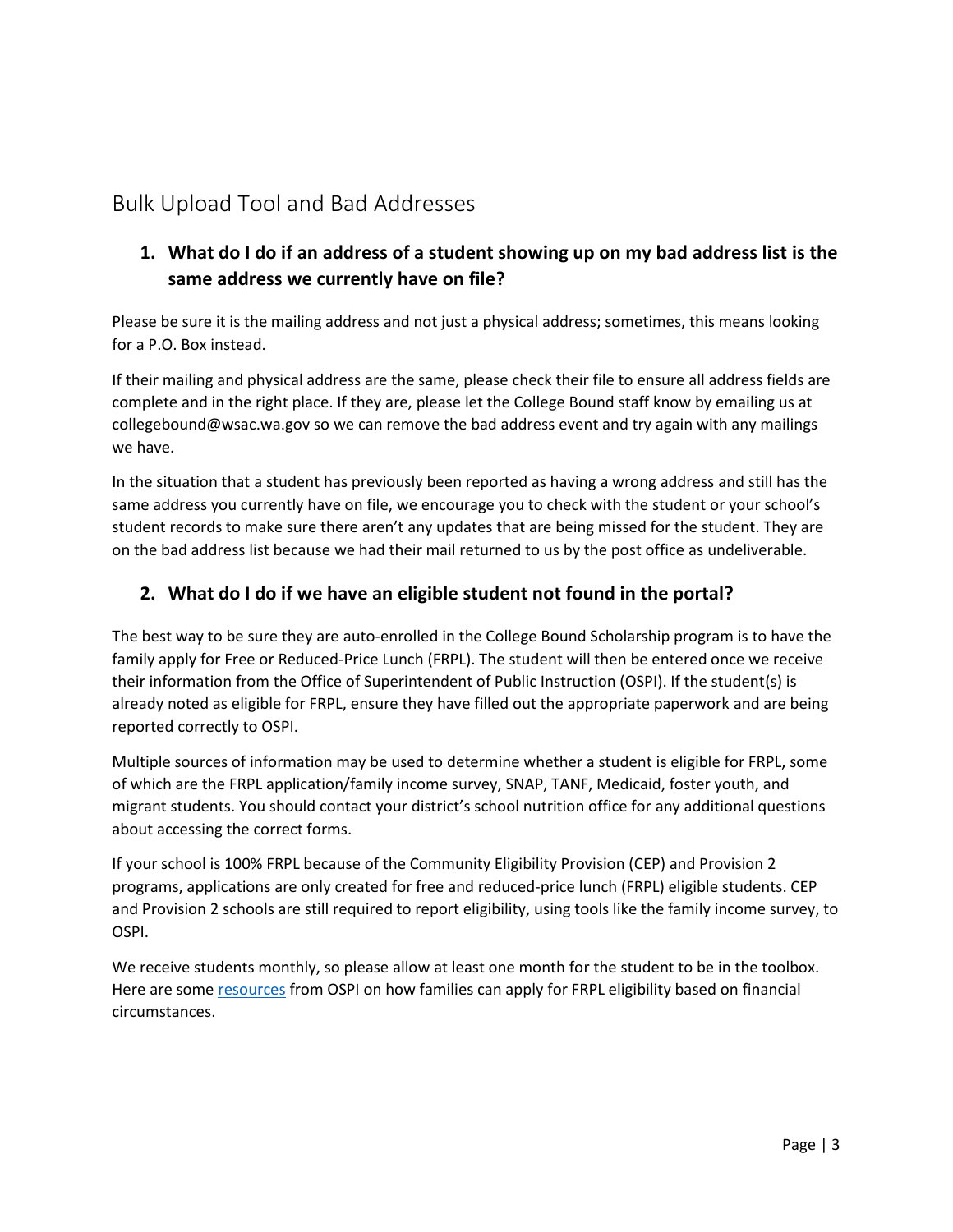## Bulk Upload Tool and Bad Addresses

### 1. What do I do if an address of a student showing up on my bad address list is the same address we currently have on file?

Please be sure it is the mailing address and not just a physical address; sometimes, this means looking for a P.O. Box instead.

If their mailing and physical address are the same, please check their file to ensure all address fields are complete and in the right place. If they are, please let the College Bound staff know by emailing us at collegebound@wsac.wa.gov so we can remove the bad address event and try again with any mailings we have.

In the situation that a student has previously been reported as having a wrong address and still has the same address you currently have on file, we encourage you to check with the student or your school's student records to make sure there aren't any updates that are being missed for the student. They are on the bad address list because we had their mail returned to us by the post office as undeliverable.

### 2. What do I do if we have an eligible student not found in the portal?

The best way to be sure they are auto-enrolled in the College Bound Scholarship program is to have the family apply for Free or Reduced-Price Lunch (FRPL). The student will then be entered once we receive their information from the Office of Superintendent of Public Instruction (OSPI). If the student(s) is already noted as eligible for FRPL, ensure they have filled out the appropriate paperwork and are being reported correctly to OSPI.

Multiple sources of information may be used to determine whether a student is eligible for FRPL, some of which are the FRPL application/family income survey, SNAP, TANF, Medicaid, foster youth, and migrant students. You should contact your district's school nutrition office for any additional questions about accessing the correct forms.

If your school is 100% FRPL because of the Community Eligibility Provision (CEP) and Provision 2 programs, applications are only created for free and reduced-price lunch (FRPL) eligible students. CEP and Provision 2 schools are still required to report eligibility, using tools like the family income survey, to OSPI.

We receive students monthly, so please allow at least one month for the student to be in the toolbox. Here are some resources from OSPI on how families can apply for FRPL eligibility based on financial circumstances.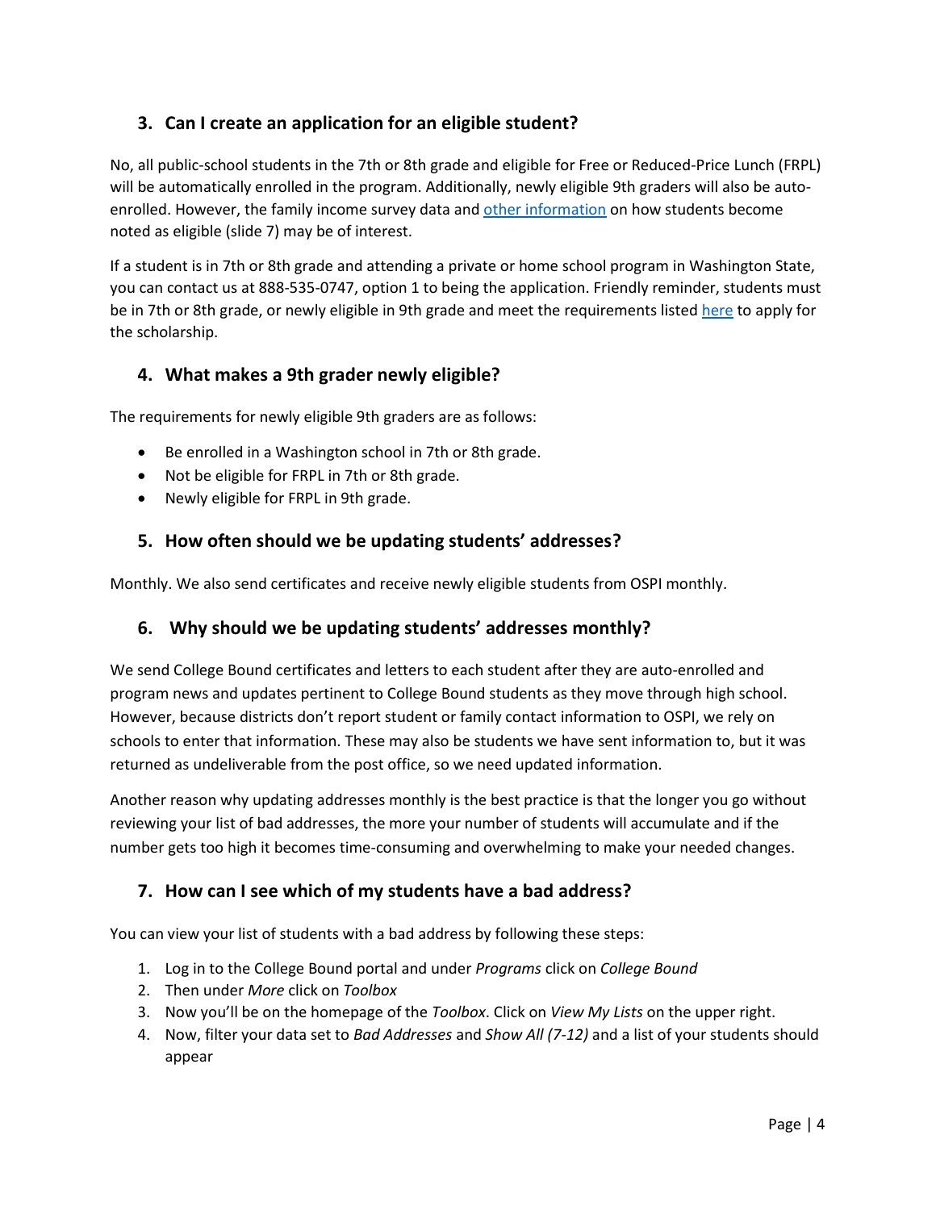## 3. Can I create an application for an eligible student?

No, all public-school students in the 7th or 8th grade and eligible for Free or Reduced-Price Lunch (FRPL) will be automatically enrolled in the program. Additionally, newly eligible 9th graders will also be auto-enrolled. However, the family income survey data and other information on how students become noted as eligible (slide 7) may be of interest.

If a student is in 7th or 8th grade and attending a private or home school program in Washington State, you can contact us at 888-535-0747, option 1 to being the application. Friendly reminder, students must be in 7th or 8th grade, or newly eligible in 9th grade and meet the requirements listed here to apply for the scholarship.

## 4. What makes a 9th grader newly eligible?

The requirements for newly eligible 9th graders are as follows:

- Be enrolled in a Washington school in 7th or 8th grade.
- Not be eligible for FRPL in 7th or 8th grade.
- Newly eligible for FRPL in 9th grade.

## 5. How often should we be updating students' addresses?

Monthly. We also send certificates and receive newly eligible students from OSPI monthly.

## 6. Why should we be updating students' addresses monthly?

We send College Bound certificates and letters to each student after they are auto-enrolled and program news and updates pertinent to College Bound students as they move through high school. However, because districts don't report student or family contact information to OSPI, we rely on schools to enter that information. These may also be students we have sent information to, but it was returned as undeliverable from the post office, so we need updated information.

Another reason why updating addresses monthly is the best practice is that the longer you go without reviewing your list of bad addresses, the more your number of students will accumulate and if the number gets too high it becomes time-consuming and overwhelming to make your needed changes.

## 7. How can I see which of my students have a bad address?

You can view your list of students with a bad address by following these steps:

1. Log in to the College Bound portal and under *Programs* click on *College Bound*
2. Then under *More* click on *Toolbox*
3. Now you'll be on the homepage of the *Toolbox*. Click on *View My Lists* on the upper right.
4. Now, filter your data set to *Bad Addresses* and *Show All (7-12)* and a list of your students should appear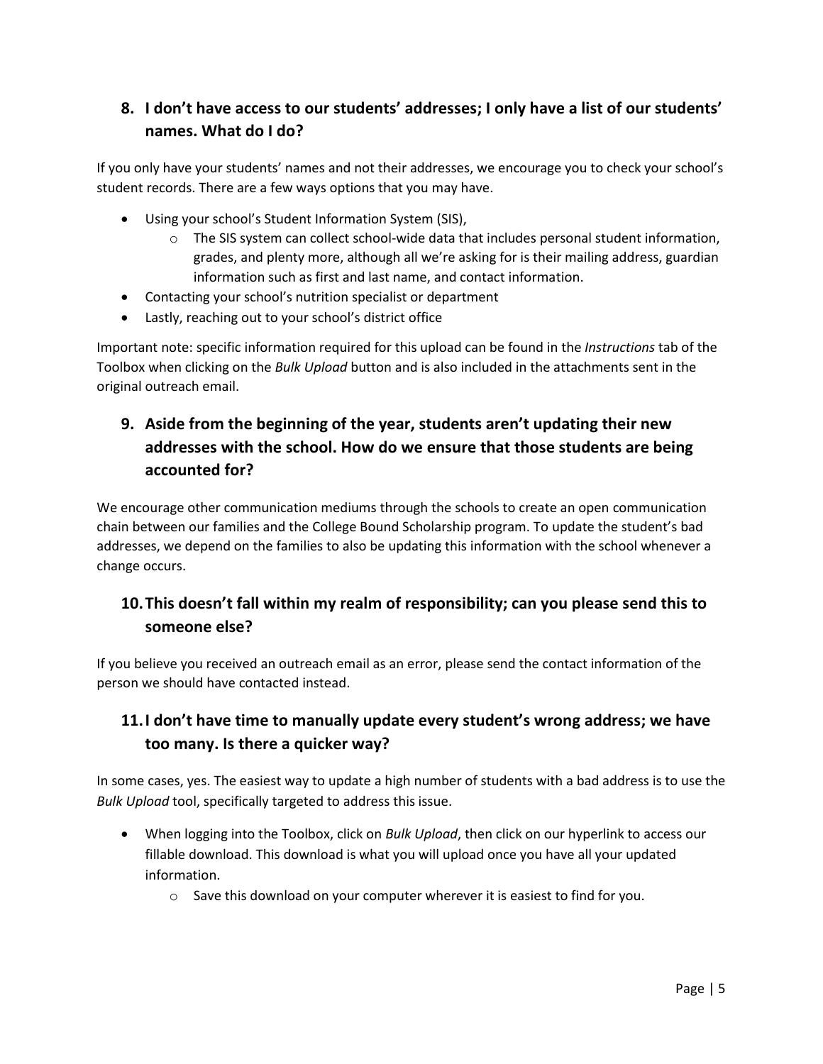## 8. I don't have access to our students' addresses; I only have a list of our students' names. What do I do?

If you only have your students' names and not their addresses, we encourage you to check your school's student records. There are a few ways options that you may have.

- Using your school's Student Information System (SIS),
    - The SIS system can collect school-wide data that includes personal student information, grades, and plenty more, although all we're asking for is their mailing address, guardian information such as first and last name, and contact information.
- Contacting your school's nutrition specialist or department
- Lastly, reaching out to your school's district office

Important note: specific information required for this upload can be found in the *Instructions* tab of the Toolbox when clicking on the *Bulk Upload* button and is also included in the attachments sent in the original outreach email.

## 9. Aside from the beginning of the year, students aren't updating their new addresses with the school. How do we ensure that those students are being accounted for?

We encourage other communication mediums through the schools to create an open communication chain between our families and the College Bound Scholarship program. To update the student's bad addresses, we depend on the families to also be updating this information with the school whenever a change occurs.

## 10. This doesn't fall within my realm of responsibility; can you please send this to someone else?

If you believe you received an outreach email as an error, please send the contact information of the person we should have contacted instead.

## 11. I don't have time to manually update every student's wrong address; we have too many. Is there a quicker way?

In some cases, yes. The easiest way to update a high number of students with a bad address is to use the *Bulk Upload* tool, specifically targeted to address this issue.

- When logging into the Toolbox, click on *Bulk Upload*, then click on our hyperlink to access our fillable download. This download is what you will upload once you have all your updated information.
    - Save this download on your computer wherever it is easiest to find for you.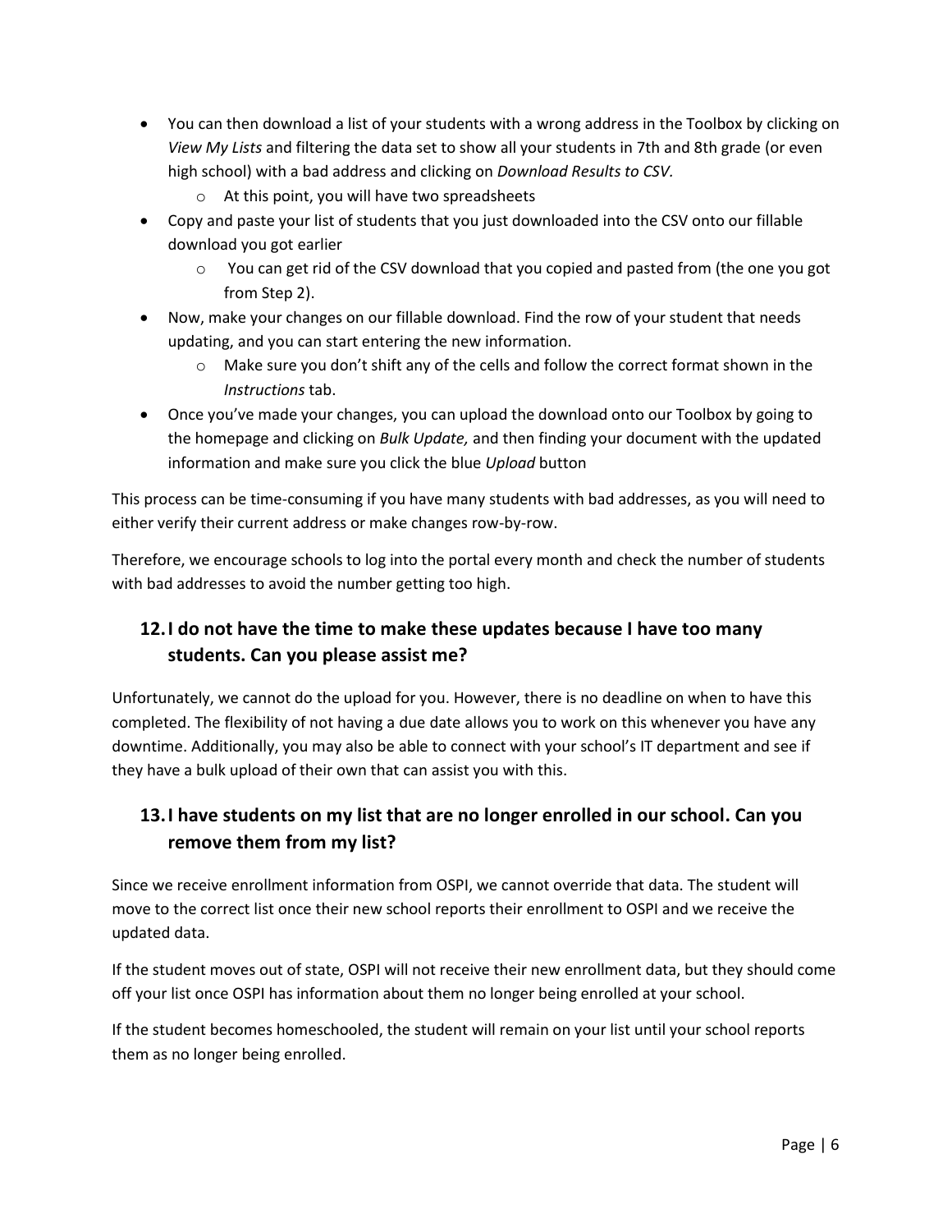- You can then download a list of your students with a wrong address in the Toolbox by clicking on *View My Lists* and filtering the data set to show all your students in 7th and 8th grade (or even high school) with a bad address and clicking on *Download Results to CSV.*
  - At this point, you will have two spreadsheets
- Copy and paste your list of students that you just downloaded into the CSV onto our fillable download you got earlier
  - You can get rid of the CSV download that you copied and pasted from (the one you got from Step 2).
- Now, make your changes on our fillable download. Find the row of your student that needs updating, and you can start entering the new information.
  - Make sure you don't shift any of the cells and follow the correct format shown in the *Instructions* tab.
- Once you've made your changes, you can upload the download onto our Toolbox by going to the homepage and clicking on *Bulk Update,* and then finding your document with the updated information and make sure you click the blue *Upload* button

This process can be time-consuming if you have many students with bad addresses, as you will need to either verify their current address or make changes row-by-row.

Therefore, we encourage schools to log into the portal every month and check the number of students with bad addresses to avoid the number getting too high.

## 12. I do not have the time to make these updates because I have too many students. Can you please assist me?

Unfortunately, we cannot do the upload for you. However, there is no deadline on when to have this completed. The flexibility of not having a due date allows you to work on this whenever you have any downtime. Additionally, you may also be able to connect with your school's IT department and see if they have a bulk upload of their own that can assist you with this.

## 13. I have students on my list that are no longer enrolled in our school. Can you remove them from my list?

Since we receive enrollment information from OSPI, we cannot override that data. The student will move to the correct list once their new school reports their enrollment to OSPI and we receive the updated data.

If the student moves out of state, OSPI will not receive their new enrollment data, but they should come off your list once OSPI has information about them no longer being enrolled at your school.

If the student becomes homeschooled, the student will remain on your list until your school reports them as no longer being enrolled.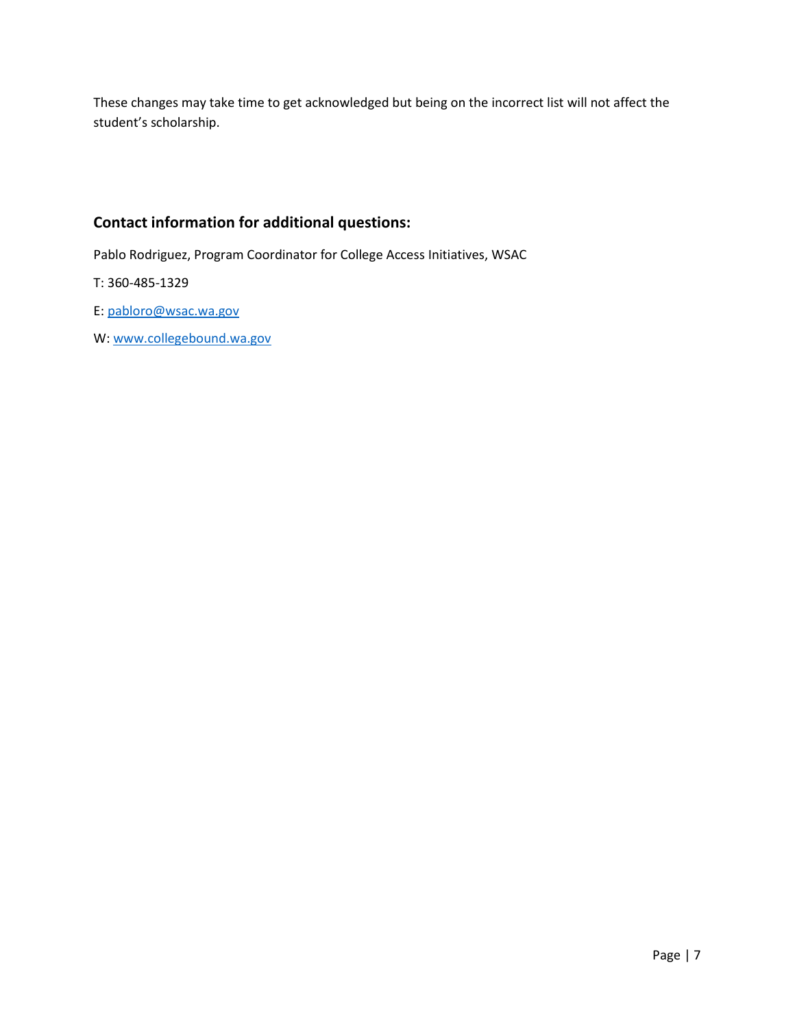These changes may take time to get acknowledged but being on the incorrect list will not affect the student's scholarship.

## Contact information for additional questions:

Pablo Rodriguez, Program Coordinator for College Access Initiatives, WSAC

T: 360-485-1329

E: [pabloro@wsac.wa.gov](mailto:pabloro@wsac.wa.gov)

W: [www.collegebound.wa.gov](http://www.collegebound.wa.gov)